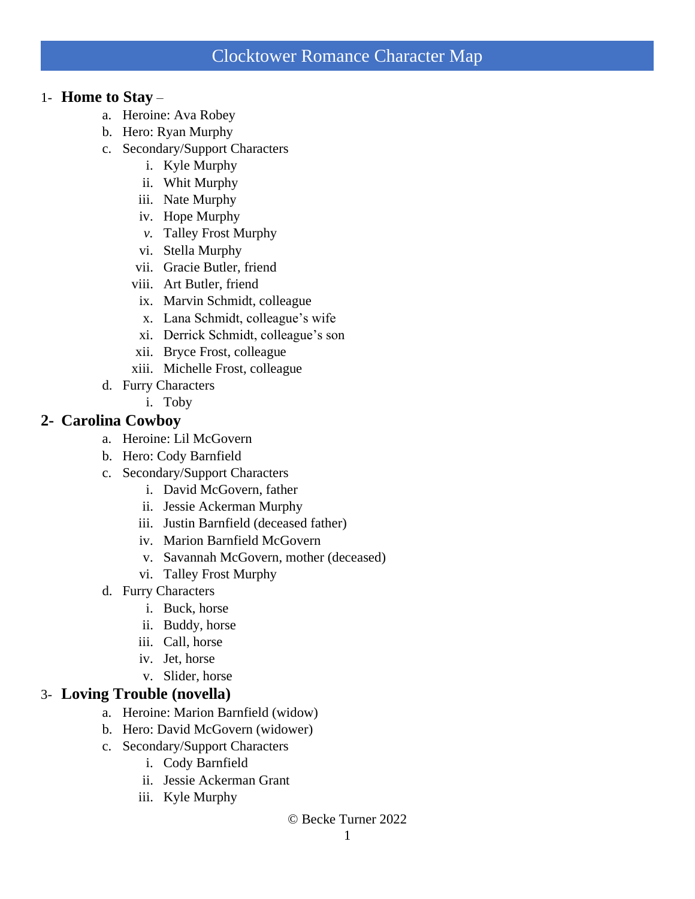# Clocktower Romance Character Map

## 1- Home to Stay –

a. Heroine: Ava Robey
b. Hero: Ryan Murphy
c. Secondary/Support Characters
   i. Kyle Murphy
   ii. Whit Murphy
   iii. Nate Murphy
   iv. Hope Murphy
   v. Talley Frost Murphy
   vi. Stella Murphy
   vii. Gracie Butler, friend
   viii. Art Butler, friend
   ix. Marvin Schmidt, colleague
   x. Lana Schmidt, colleague's wife
   xi. Derrick Schmidt, colleague's son
   xii. Bryce Frost, colleague
   xiii. Michelle Frost, colleague
d. Furry Characters
   i. Toby

## 2- Carolina Cowboy

a. Heroine: Lil McGovern
b. Hero: Cody Barnfield
c. Secondary/Support Characters
   i. David McGovern, father
   ii. Jessie Ackerman Murphy
   iii. Justin Barnfield (deceased father)
   iv. Marion Barnfield McGovern
   v. Savannah McGovern, mother (deceased)
   vi. Talley Frost Murphy
d. Furry Characters
   i. Buck, horse
   ii. Buddy, horse
   iii. Call, horse
   iv. Jet, horse
   v. Slider, horse

## 3- Loving Trouble (novella)

a. Heroine: Marion Barnfield (widow)
b. Hero: David McGovern (widower)
c. Secondary/Support Characters
   i. Cody Barnfield
   ii. Jessie Ackerman Grant
   iii. Kyle Murphy

© Becke Turner 2022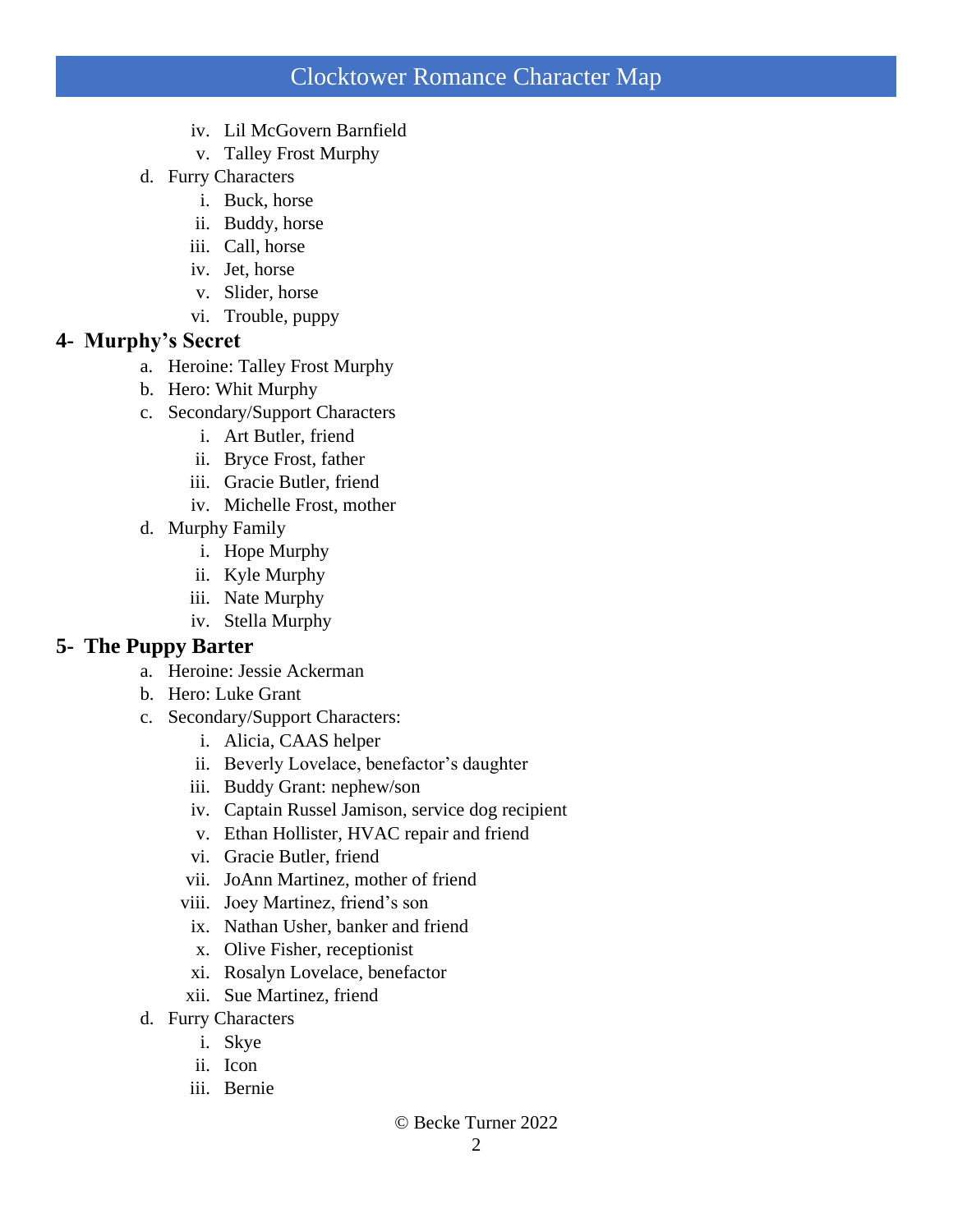iv. Lil McGovern Barnfield
   v. Talley Frost Murphy

d. Furry Characters
   i. Buck, horse
   ii. Buddy, horse
   iii. Call, horse
   iv. Jet, horse
   v. Slider, horse
   vi. Trouble, puppy

## 4- Murphy's Secret

a. Heroine: Talley Frost Murphy

b. Hero: Whit Murphy

c. Secondary/Support Characters
   i. Art Butler, friend
   ii. Bryce Frost, father
   iii. Gracie Butler, friend
   iv. Michelle Frost, mother

d. Murphy Family
   i. Hope Murphy
   ii. Kyle Murphy
   iii. Nate Murphy
   iv. Stella Murphy

## 5- The Puppy Barter

a. Heroine: Jessie Ackerman

b. Hero: Luke Grant

c. Secondary/Support Characters:
   i. Alicia, CAAS helper
   ii. Beverly Lovelace, benefactor's daughter
   iii. Buddy Grant: nephew/son
   iv. Captain Russel Jamison, service dog recipient
   v. Ethan Hollister, HVAC repair and friend
   vi. Gracie Butler, friend
   vii. JoAnn Martinez, mother of friend
   viii. Joey Martinez, friend's son
   ix. Nathan Usher, banker and friend
   x. Olive Fisher, receptionist
   xi. Rosalyn Lovelace, benefactor
   xii. Sue Martinez, friend

d. Furry Characters
   i. Skye
   ii. Icon
   iii. Bernie

© Becke Turner 2022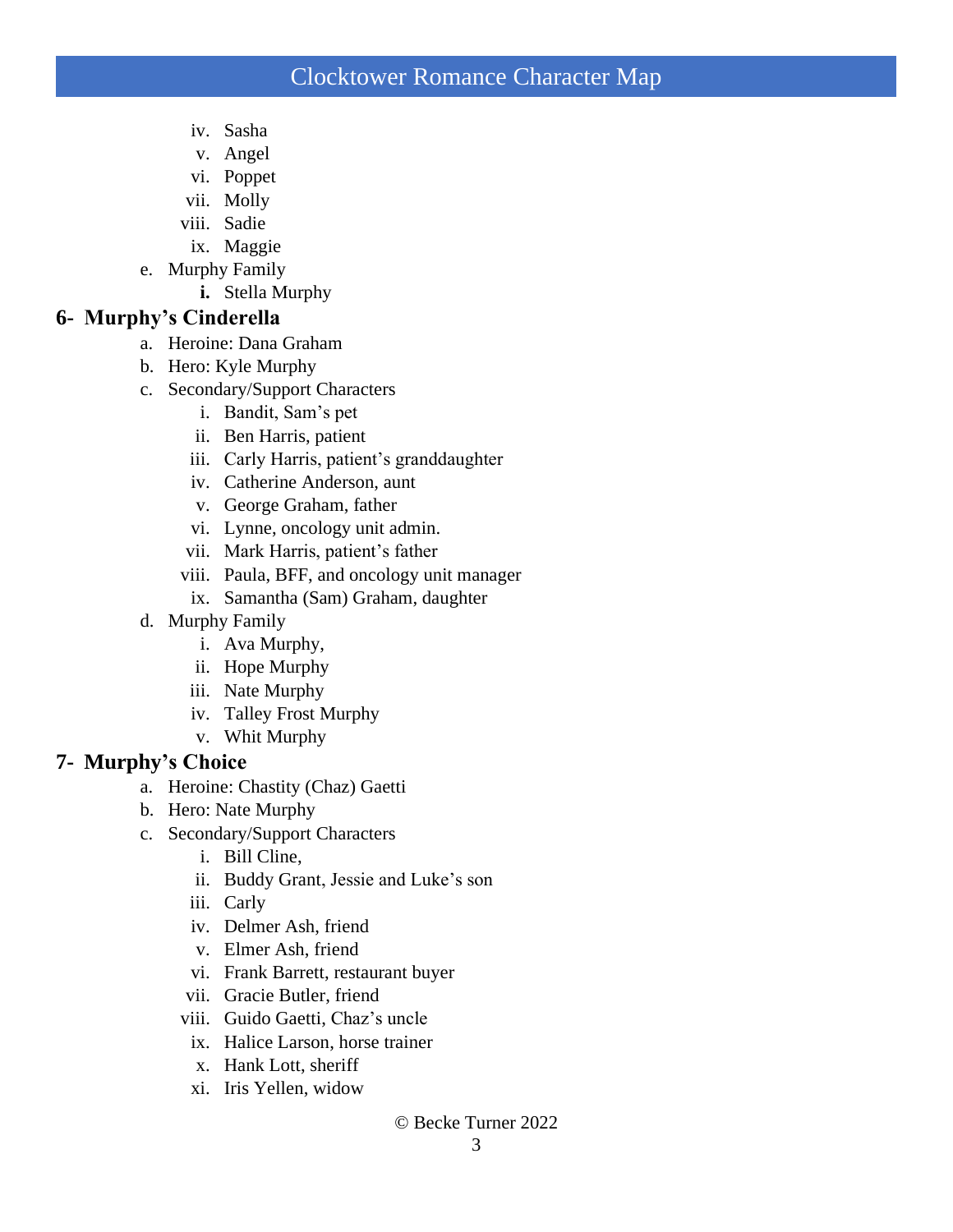iv. Sasha
v. Angel
vi. Poppet
vii. Molly
viii. Sadie
ix. Maggie

e. Murphy Family

**i.** Stella Murphy

## 6- Murphy's Cinderella

a. Heroine: Dana Graham

b. Hero: Kyle Murphy

c. Secondary/Support Characters

i. Bandit, Sam's pet
ii. Ben Harris, patient
iii. Carly Harris, patient's granddaughter
iv. Catherine Anderson, aunt
v. George Graham, father
vi. Lynne, oncology unit admin.
vii. Mark Harris, patient's father
viii. Paula, BFF, and oncology unit manager
ix. Samantha (Sam) Graham, daughter

d. Murphy Family

i. Ava Murphy,
ii. Hope Murphy
iii. Nate Murphy
iv. Talley Frost Murphy
v. Whit Murphy

## 7- Murphy's Choice

a. Heroine: Chastity (Chaz) Gaetti

b. Hero: Nate Murphy

c. Secondary/Support Characters

i. Bill Cline,
ii. Buddy Grant, Jessie and Luke's son
iii. Carly
iv. Delmer Ash, friend
v. Elmer Ash, friend
vi. Frank Barrett, restaurant buyer
vii. Gracie Butler, friend
viii. Guido Gaetti, Chaz's uncle
ix. Halice Larson, horse trainer
x. Hank Lott, sheriff
xi. Iris Yellen, widow

© Becke Turner 2022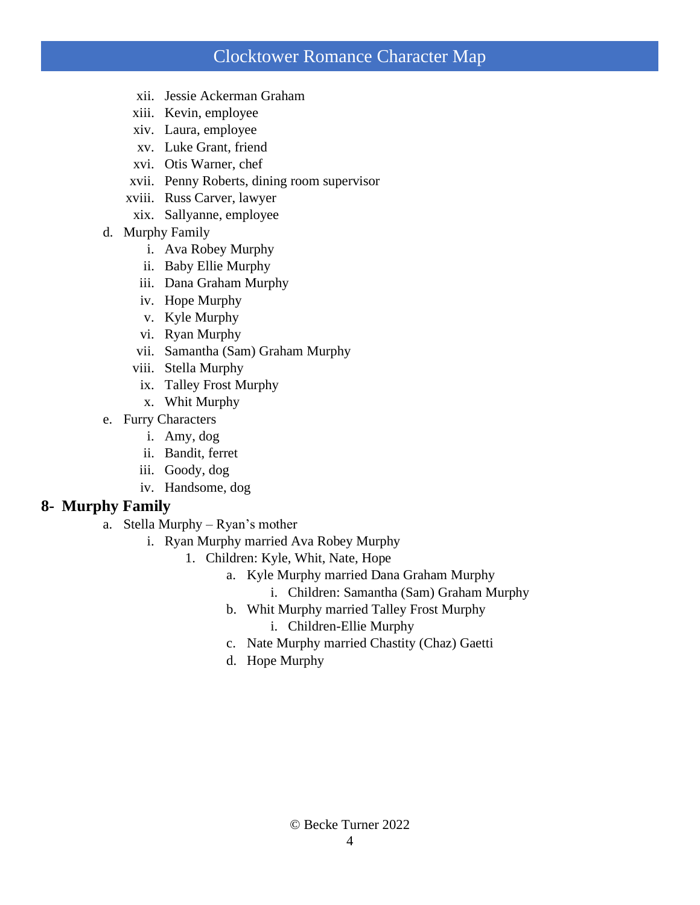xii. Jessie Ackerman Graham
xiii. Kevin, employee
xiv. Laura, employee
xv. Luke Grant, friend
xvi. Otis Warner, chef
xvii. Penny Roberts, dining room supervisor
xviii. Russ Carver, lawyer
xix. Sallyanne, employee

d. Murphy Family
  i. Ava Robey Murphy
  ii. Baby Ellie Murphy
  iii. Dana Graham Murphy
  iv. Hope Murphy
  v. Kyle Murphy
  vi. Ryan Murphy
  vii. Samantha (Sam) Graham Murphy
  viii. Stella Murphy
  ix. Talley Frost Murphy
  x. Whit Murphy

e. Furry Characters
  i. Amy, dog
  ii. Bandit, ferret
  iii. Goody, dog
  iv. Handsome, dog

## 8- Murphy Family

a. Stella Murphy – Ryan's mother
  i. Ryan Murphy married Ava Robey Murphy
    1. Children: Kyle, Whit, Nate, Hope
      a. Kyle Murphy married Dana Graham Murphy
        i. Children: Samantha (Sam) Graham Murphy
      b. Whit Murphy married Talley Frost Murphy
        i. Children-Ellie Murphy
      c. Nate Murphy married Chastity (Chaz) Gaetti
      d. Hope Murphy

© Becke Turner 2022